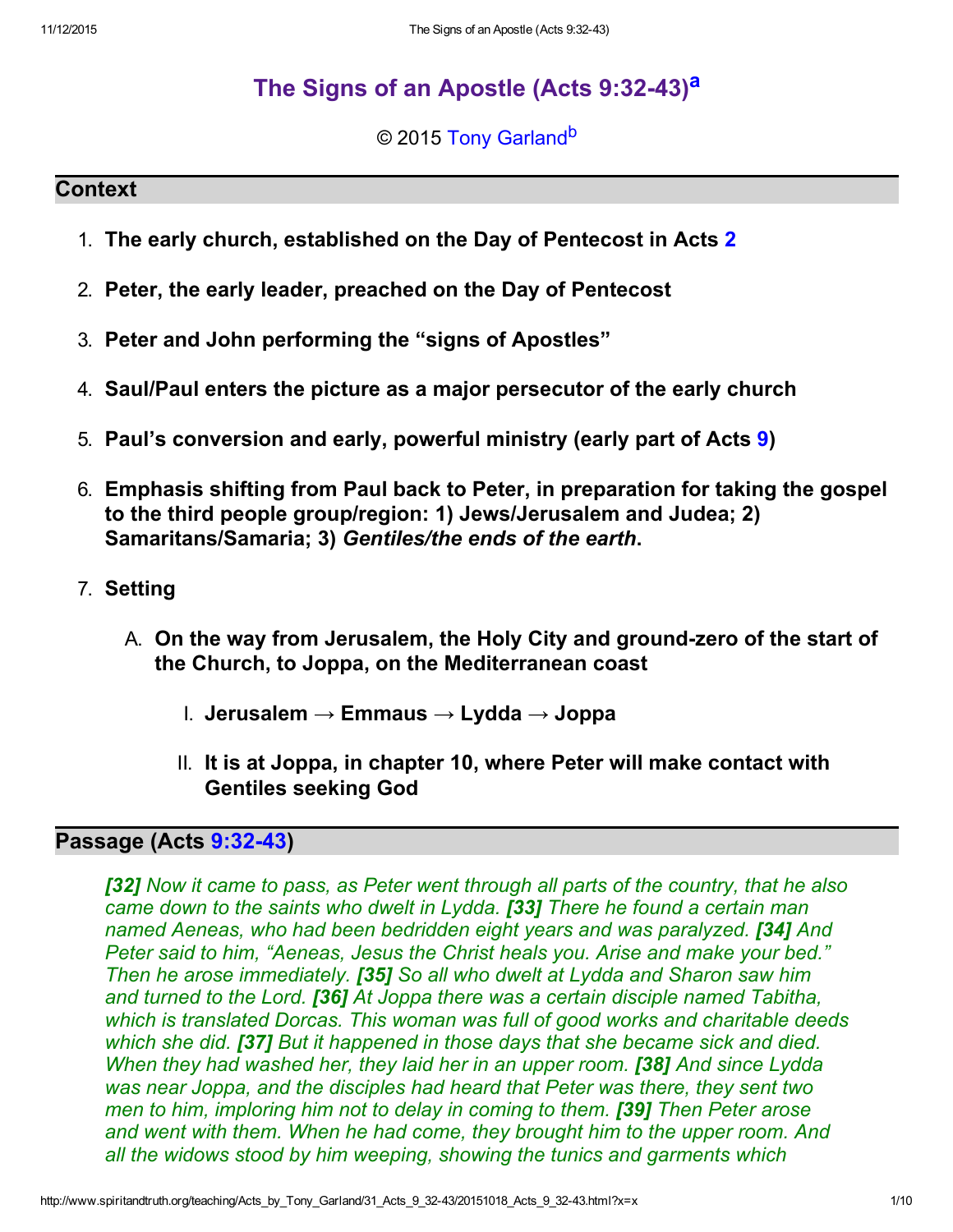# The Signs of an Apostle (Acts 9:32-43)[a]

© 2015 Tony Garland[b]

## Context

1. **The early church, established on the Day of Pentecost in Acts 2**
2. **Peter, the early leader, preached on the Day of Pentecost**
3. **Peter and John performing the "signs of Apostles"**
4. **Saul/Paul enters the picture as a major persecutor of the early church**
5. **Paul's conversion and early, powerful ministry (early part of Acts 9)**
6. **Emphasis shifting from Paul back to Peter, in preparation for taking the gospel to the third people group/region: 1) Jews/Jerusalem and Judea; 2) Samaritans/Samaria; 3) *Gentiles/the ends of the earth*.**
7. **Setting**
    - A. **On the way from Jerusalem, the Holy City and ground-zero of the start of the Church, to Joppa, on the Mediterranean coast**
        - I. **Jerusalem → Emmaus → Lydda → Joppa**
        - II. **It is at Joppa, in chapter 10, where Peter will make contact with Gentiles seeking God**

## Passage (Acts 9:32-43)

> ***[32]*** *Now it came to pass, as Peter went through all parts of the country, that he also came down to the saints who dwelt in Lydda.* ***[33]*** *There he found a certain man named Aeneas, who had been bedridden eight years and was paralyzed.* ***[34]*** *And Peter said to him, "Aeneas, Jesus the Christ heals you. Arise and make your bed." Then he arose immediately.* ***[35]*** *So all who dwelt at Lydda and Sharon saw him and turned to the Lord.* ***[36]*** *At Joppa there was a certain disciple named Tabitha, which is translated Dorcas. This woman was full of good works and charitable deeds which she did.* ***[37]*** *But it happened in those days that she became sick and died. When they had washed her, they laid her in an upper room.* ***[38]*** *And since Lydda was near Joppa, and the disciples had heard that Peter was there, they sent two men to him, imploring him not to delay in coming to them.* ***[39]*** *Then Peter arose and went with them. When he had come, they brought him to the upper room. And all the widows stood by him weeping, showing the tunics and garments which*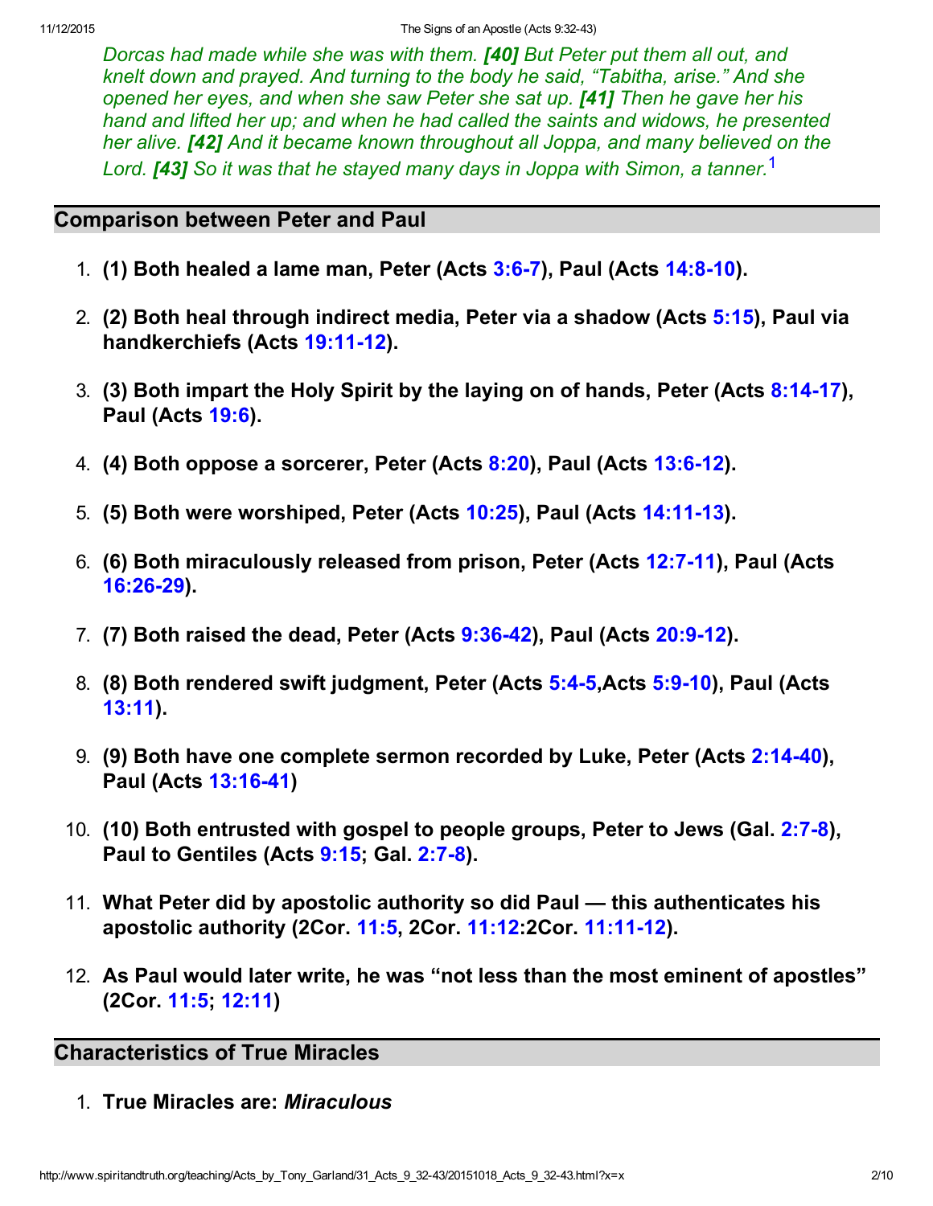*Dorcas had made while she was with them.* ***[40]*** *But Peter put them all out, and knelt down and prayed. And turning to the body he said, "Tabitha, arise." And she opened her eyes, and when she saw Peter she sat up.* ***[41]*** *Then he gave her his hand and lifted her up; and when he had called the saints and widows, he presented her alive.* ***[42]*** *And it became known throughout all Joppa, and many believed on the Lord.* ***[43]*** *So it was that he stayed many days in Joppa with Simon, a tanner.*[1]

## Comparison between Peter and Paul

1. **(1) Both healed a lame man, Peter (Acts 3:6-7), Paul (Acts 14:8-10).**
2. **(2) Both heal through indirect media, Peter via a shadow (Acts 5:15), Paul via handkerchiefs (Acts 19:11-12).**
3. **(3) Both impart the Holy Spirit by the laying on of hands, Peter (Acts 8:14-17), Paul (Acts 19:6).**
4. **(4) Both oppose a sorcerer, Peter (Acts 8:20), Paul (Acts 13:6-12).**
5. **(5) Both were worshiped, Peter (Acts 10:25), Paul (Acts 14:11-13).**
6. **(6) Both miraculously released from prison, Peter (Acts 12:7-11), Paul (Acts 16:26-29).**
7. **(7) Both raised the dead, Peter (Acts 9:36-42), Paul (Acts 20:9-12).**
8. **(8) Both rendered swift judgment, Peter (Acts 5:4-5,Acts 5:9-10), Paul (Acts 13:11).**
9. **(9) Both have one complete sermon recorded by Luke, Peter (Acts 2:14-40), Paul (Acts 13:16-41)**
10. **(10) Both entrusted with gospel to people groups, Peter to Jews (Gal. 2:7-8), Paul to Gentiles (Acts 9:15; Gal. 2:7-8).**
11. **What Peter did by apostolic authority so did Paul — this authenticates his apostolic authority (2Cor. 11:5, 2Cor. 11:12:2Cor. 11:11-12).**
12. **As Paul would later write, he was "not less than the most eminent of apostles" (2Cor. 11:5; 12:11)**

## Characteristics of True Miracles

1. **True Miracles are:** ***Miraculous***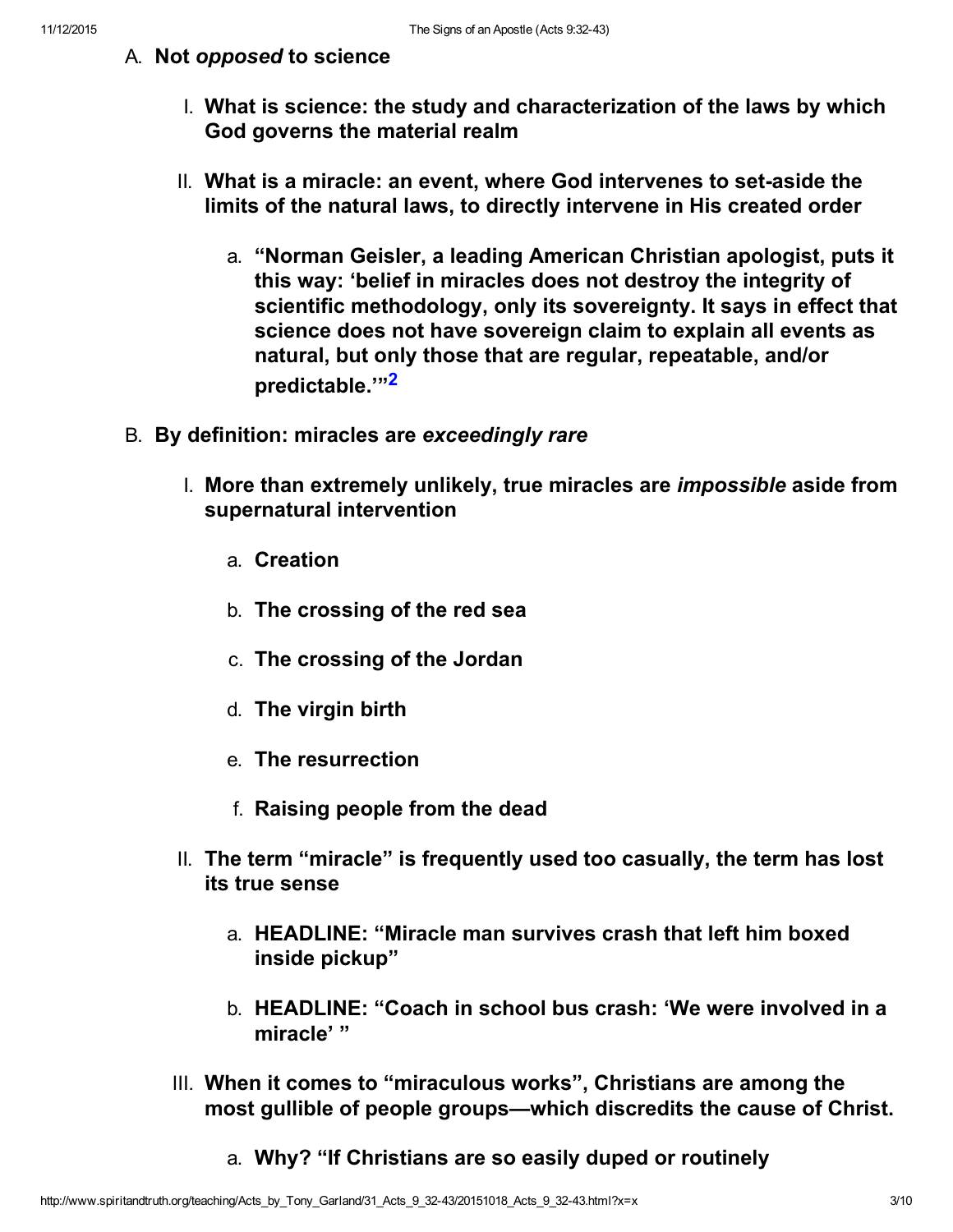A. **Not *opposed* to science**

   I. **What is science: the study and characterization of the laws by which God governs the material realm**

   II. **What is a miracle: an event, where God intervenes to set-aside the limits of the natural laws, to directly intervene in His created order**

      a. **"Norman Geisler, a leading American Christian apologist, puts it this way: 'belief in miracles does not destroy the integrity of scientific methodology, only its sovereignty. It says in effect that science does not have sovereign claim to explain all events as natural, but only those that are regular, repeatable, and/or predictable.'"[2]**

B. **By definition: miracles are *exceedingly rare***

   I. **More than extremely unlikely, true miracles are *impossible* aside from supernatural intervention**

      a. **Creation**

      b. **The crossing of the red sea**

      c. **The crossing of the Jordan**

      d. **The virgin birth**

      e. **The resurrection**

      f. **Raising people from the dead**

   II. **The term "miracle" is frequently used too casually, the term has lost its true sense**

      a. **HEADLINE: "Miracle man survives crash that left him boxed inside pickup"**

      b. **HEADLINE: "Coach in school bus crash: 'We were involved in a miracle' "**

   III. **When it comes to "miraculous works", Christians are among the most gullible of people groups—which discredits the cause of Christ.**

      a. **Why? "If Christians are so easily duped or routinely**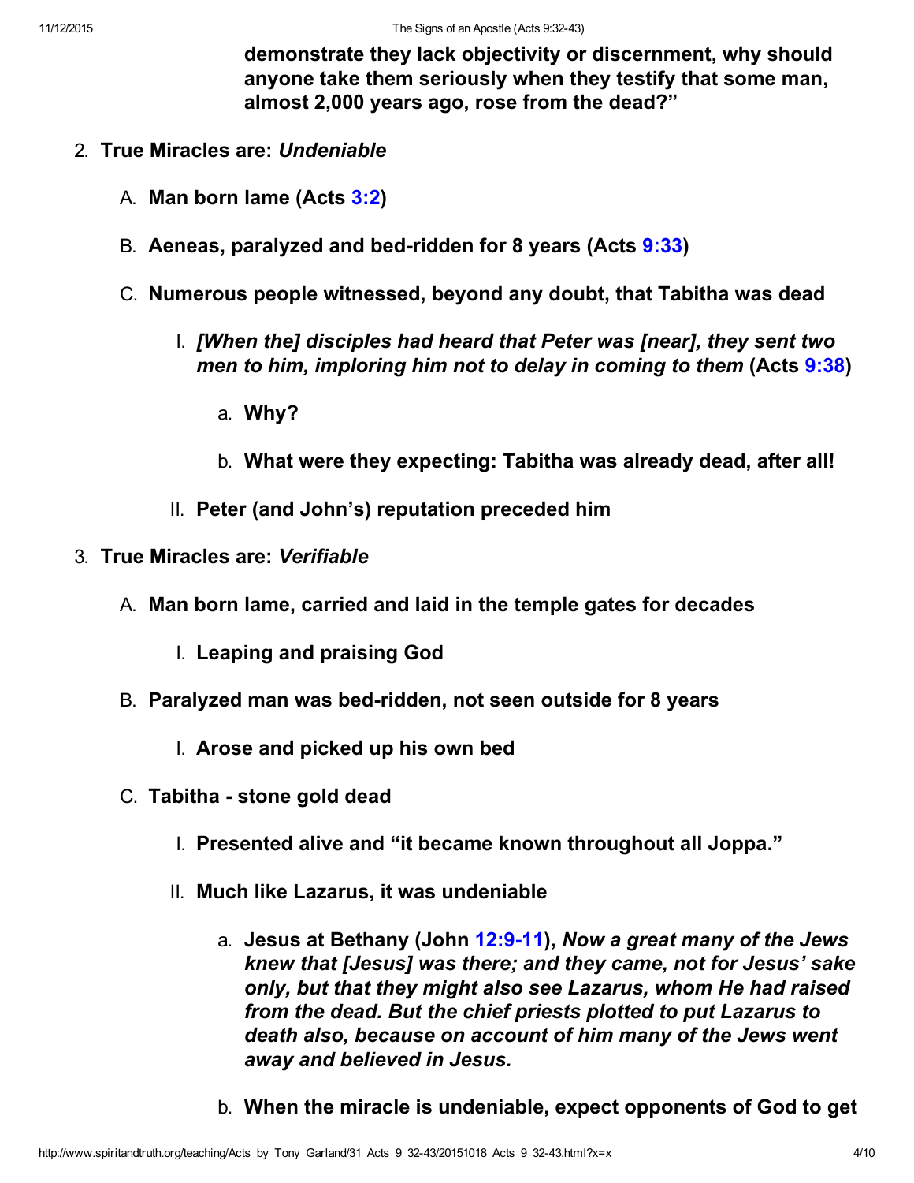**demonstrate they lack objectivity or discernment, why should anyone take them seriously when they testify that some man, almost 2,000 years ago, rose from the dead?"**

2. **True Miracles are: *Undeniable***
   A. **Man born lame (Acts 3:2)**
   B. **Aeneas, paralyzed and bed-ridden for 8 years (Acts 9:33)**
   C. **Numerous people witnessed, beyond any doubt, that Tabitha was dead**
      I. ***[When the] disciples had heard that Peter was [near], they sent two men to him, imploring him not to delay in coming to them*** **(Acts 9:38)**
         a. **Why?**
         b. **What were they expecting: Tabitha was already dead, after all!**
      II. **Peter (and John's) reputation preceded him**
3. **True Miracles are: *Verifiable***
   A. **Man born lame, carried and laid in the temple gates for decades**
      I. **Leaping and praising God**
   B. **Paralyzed man was bed-ridden, not seen outside for 8 years**
      I. **Arose and picked up his own bed**
   C. **Tabitha - stone gold dead**
      I. **Presented alive and "it became known throughout all Joppa."**
      II. **Much like Lazarus, it was undeniable**
         a. **Jesus at Bethany (John 12:9-11),** ***Now a great many of the Jews knew that [Jesus] was there; and they came, not for Jesus' sake only, but that they might also see Lazarus, whom He had raised from the dead. But the chief priests plotted to put Lazarus to death also, because on account of him many of the Jews went away and believed in Jesus.***
         b. **When the miracle is undeniable, expect opponents of God to get**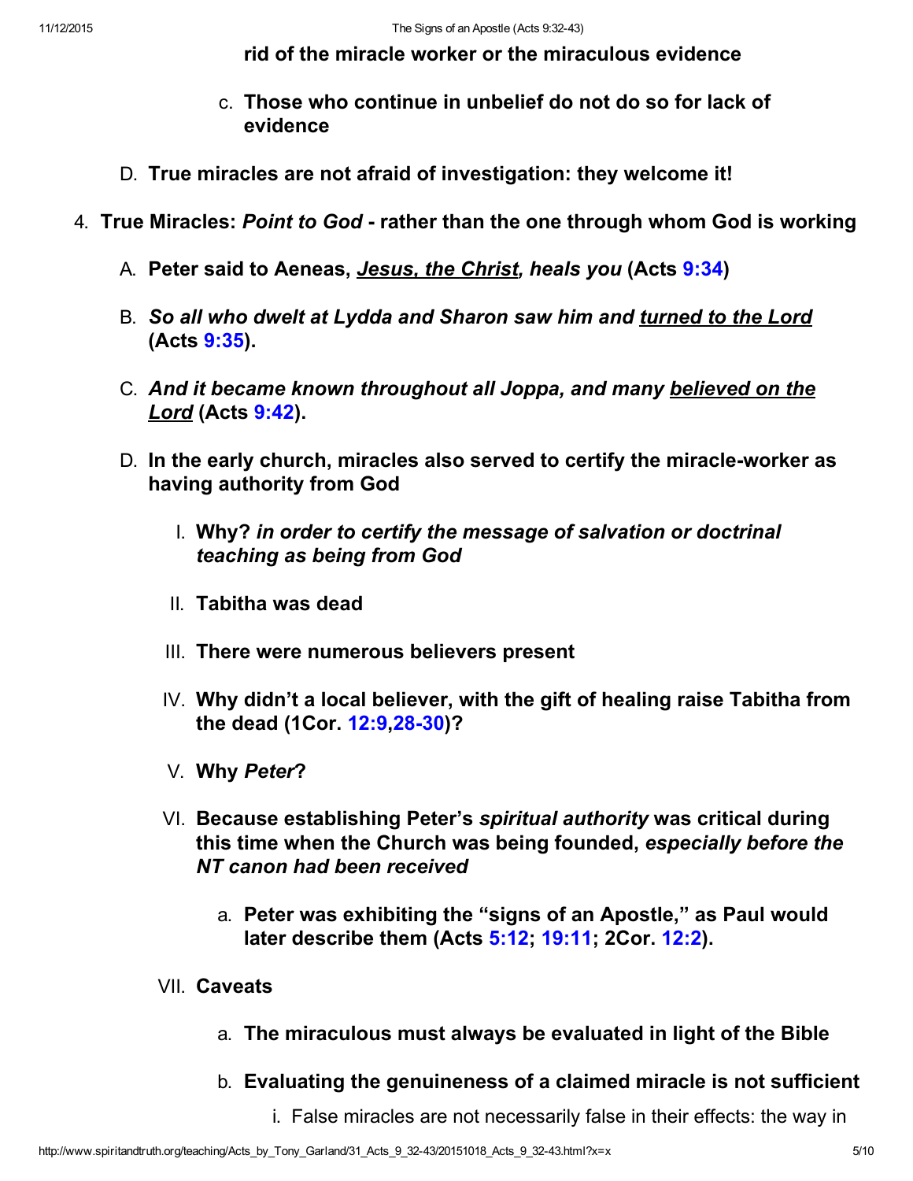**rid of the miracle worker or the miraculous evidence**

    c. **Those who continue in unbelief do not do so for lack of evidence**

D. **True miracles are not afraid of investigation: they welcome it!**

4. **True Miracles:** ***Point to God*** **- rather than the one through whom God is working**

    A. **Peter said to Aeneas, *Jesus, the Christ, heals you* (Acts 9:34)**

    B. ***So all who dwelt at Lydda and Sharon saw him and turned to the Lord*** **(Acts 9:35).**

    C. ***And it became known throughout all Joppa, and many believed on the Lord*** **(Acts 9:42).**

    D. **In the early church, miracles also served to certify the miracle-worker as having authority from God**

        I. **Why?** ***in order to certify the message of salvation or doctrinal teaching as being from God***

        II. **Tabitha was dead**

        III. **There were numerous believers present**

        IV. **Why didn't a local believer, with the gift of healing raise Tabitha from the dead (1Cor. 12:9,28-30)?**

        V. **Why** ***Peter*****?**

        VI. **Because establishing Peter's** ***spiritual authority*** **was critical during this time when the Church was being founded,** ***especially before the NT canon had been received***

            a. **Peter was exhibiting the "signs of an Apostle," as Paul would later describe them (Acts 5:12; 19:11; 2Cor. 12:2).**

        VII. **Caveats**

            a. **The miraculous must always be evaluated in light of the Bible**

            b. **Evaluating the genuineness of a claimed miracle is not sufficient**

                i. False miracles are not necessarily false in their effects: the way in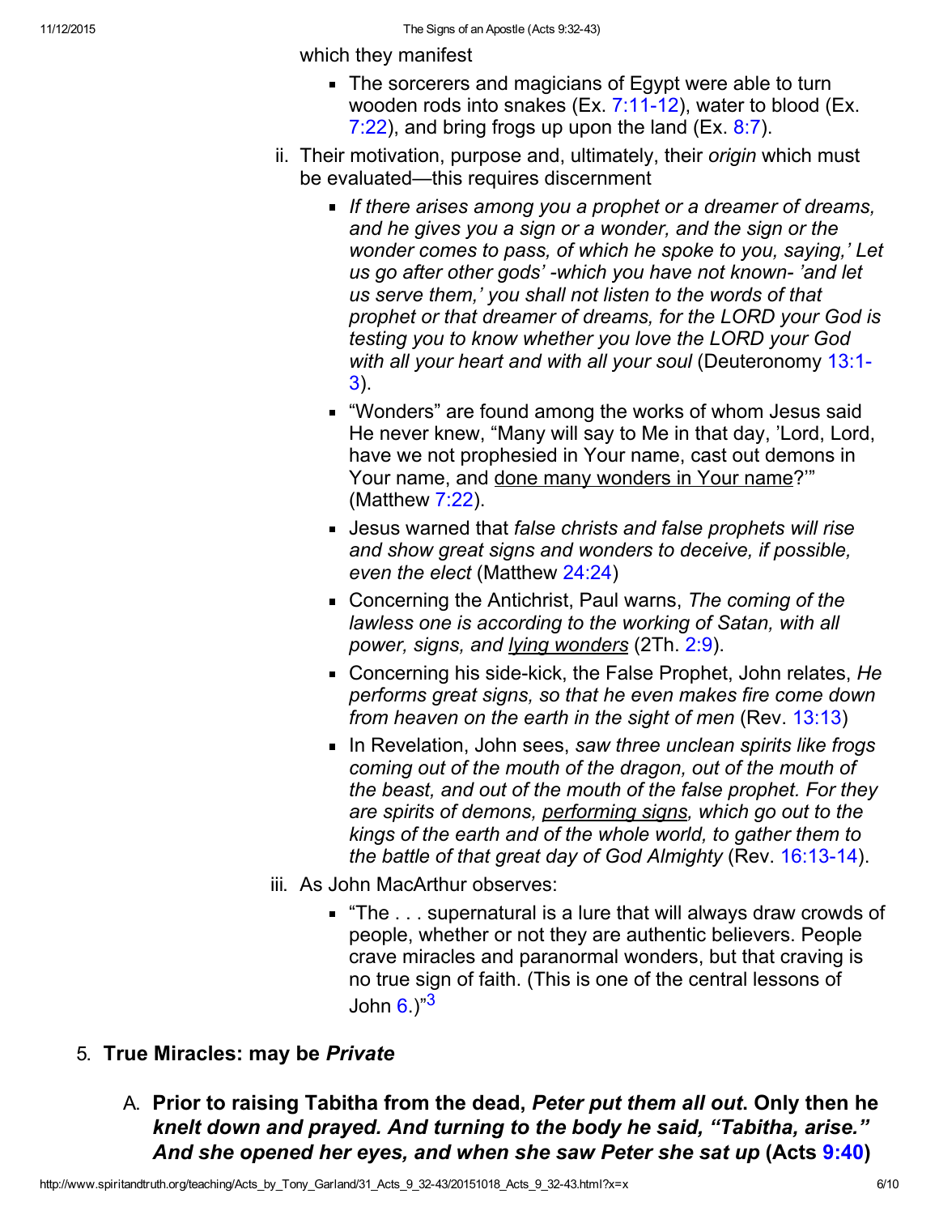which they manifest

- The sorcerers and magicians of Egypt were able to turn wooden rods into snakes (Ex. 7:11-12), water to blood (Ex. 7:22), and bring frogs up upon the land (Ex. 8:7).

ii. Their motivation, purpose and, ultimately, their *origin* which must be evaluated—this requires discernment

- *If there arises among you a prophet or a dreamer of dreams, and he gives you a sign or a wonder, and the sign or the wonder comes to pass, of which he spoke to you, saying,' Let us go after other gods' -which you have not known- 'and let us serve them,' you shall not listen to the words of that prophet or that dreamer of dreams, for the LORD your God is testing you to know whether you love the LORD your God with all your heart and with all your soul* (Deuteronomy 13:1-3).
- "Wonders" are found among the works of whom Jesus said He never knew, "Many will say to Me in that day, 'Lord, Lord, have we not prophesied in Your name, cast out demons in Your name, and <u>done many wonders in Your name</u>?'" (Matthew 7:22).
- Jesus warned that *false christs and false prophets will rise and show great signs and wonders to deceive, if possible, even the elect* (Matthew 24:24)
- Concerning the Antichrist, Paul warns, *The coming of the lawless one is according to the working of Satan, with all power, signs, and <u>lying wonders</u>* (2Th. 2:9).
- Concerning his side-kick, the False Prophet, John relates, *He performs great signs, so that he even makes fire come down from heaven on the earth in the sight of men* (Rev. 13:13)
- In Revelation, John sees, *saw three unclean spirits like frogs coming out of the mouth of the dragon, out of the mouth of the beast, and out of the mouth of the false prophet. For they are spirits of demons, <u>performing signs</u>, which go out to the kings of the earth and of the whole world, to gather them to the battle of that great day of God Almighty* (Rev. 16:13-14).

iii. As John MacArthur observes:

- "The . . . supernatural is a lure that will always draw crowds of people, whether or not they are authentic believers. People crave miracles and paranormal wonders, but that craving is no true sign of faith. (This is one of the central lessons of John 6.)"[3]

5. **True Miracles: may be *Private***

   A. **Prior to raising Tabitha from the dead, *Peter put them all out*. Only then he *knelt down and prayed. And turning to the body he said, "Tabitha, arise." And she opened her eyes, and when she saw Peter she sat up* (Acts 9:40)**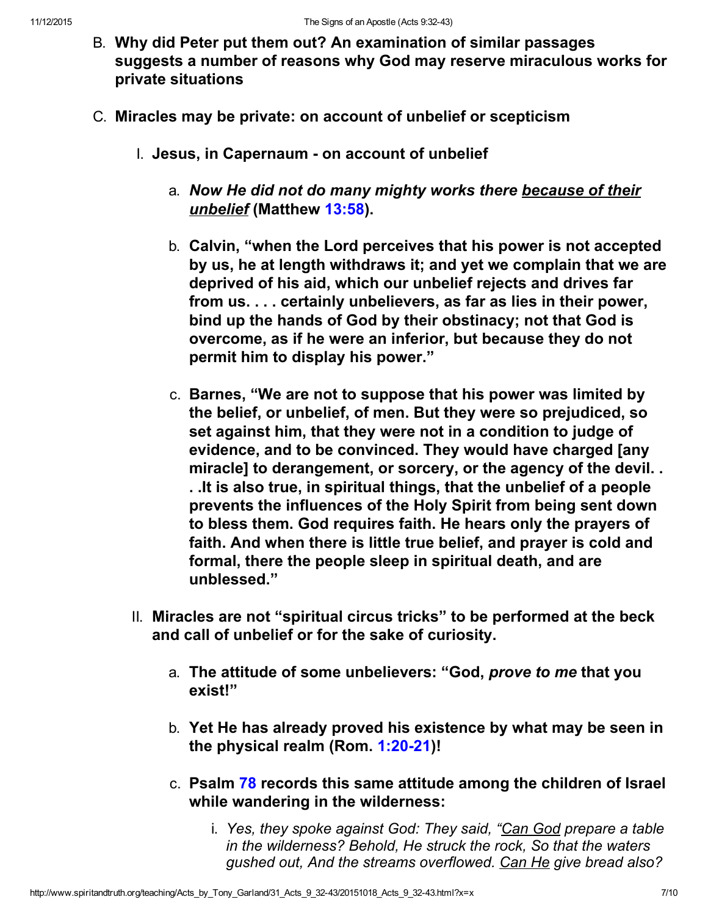B. **Why did Peter put them out? An examination of similar passages suggests a number of reasons why God may reserve miraculous works for private situations**

C. **Miracles may be private: on account of unbelief or scepticism**

   I. **Jesus, in Capernaum - on account of unbelief**

      a. ***Now He did not do many mighty works there <u>because of their unbelief</u>*** **(Matthew 13:58).**

      b. **Calvin, "when the Lord perceives that his power is not accepted by us, he at length withdraws it; and yet we complain that we are deprived of his aid, which our unbelief rejects and drives far from us. . . . certainly unbelievers, as far as lies in their power, bind up the hands of God by their obstinacy; not that God is overcome, as if he were an inferior, but because they do not permit him to display his power."**

      c. **Barnes, "We are not to suppose that his power was limited by the belief, or unbelief, of men. But they were so prejudiced, so set against him, that they were not in a condition to judge of evidence, and to be convinced. They would have charged [any miracle] to derangement, or sorcery, or the agency of the devil. . . .It is also true, in spiritual things, that the unbelief of a people prevents the influences of the Holy Spirit from being sent down to bless them. God requires faith. He hears only the prayers of faith. And when there is little true belief, and prayer is cold and formal, there the people sleep in spiritual death, and are unblessed."**

   II. **Miracles are not "spiritual circus tricks" to be performed at the beck and call of unbelief or for the sake of curiosity.**

      a. **The attitude of some unbelievers: "God, *prove to me* that you exist!"**

      b. **Yet He has already proved his existence by what may be seen in the physical realm (Rom. 1:20-21)!**

      c. **Psalm 78 records this same attitude among the children of Israel while wandering in the wilderness:**

         i. *Yes, they spoke against God: They said, "<u>Can God</u> prepare a table in the wilderness? Behold, He struck the rock, So that the waters gushed out, And the streams overflowed. <u>Can He</u> give bread also?*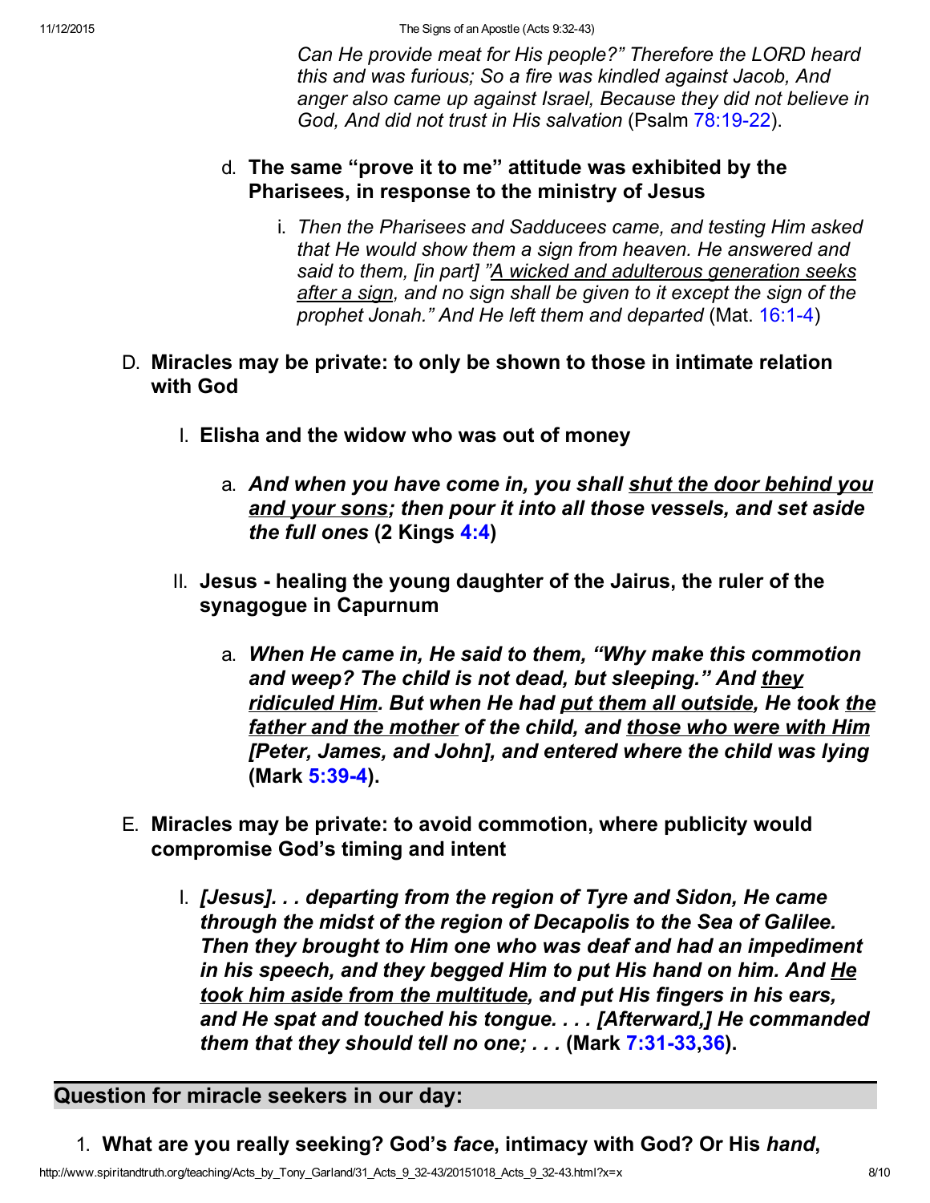*Can He provide meat for His people?" Therefore the LORD heard this and was furious; So a fire was kindled against Jacob, And anger also came up against Israel, Because they did not believe in God, And did not trust in His salvation* (Psalm 78:19-22).

d. **The same "prove it to me" attitude was exhibited by the Pharisees, in response to the ministry of Jesus**

   i. *Then the Pharisees and Sadducees came, and testing Him asked that He would show them a sign from heaven. He answered and said to them, [in part] "A wicked and adulterous generation seeks after a sign, and no sign shall be given to it except the sign of the prophet Jonah." And He left them and departed* (Mat. 16:1-4)

D. **Miracles may be private: to only be shown to those in intimate relation with God**

   I. **Elisha and the widow who was out of money**

      a. ***And when you have come in, you shall shut the door behind you and your sons; then pour it into all those vessels, and set aside the full ones* (2 Kings 4:4)**

   II. **Jesus - healing the young daughter of the Jairus, the ruler of the synagogue in Capurnum**

      a. ***When He came in, He said to them, "Why make this commotion and weep? The child is not dead, but sleeping." And they ridiculed Him. But when He had put them all outside, He took the father and the mother of the child, and those who were with Him [Peter, James, and John], and entered where the child was lying* (Mark 5:39-4).**

E. **Miracles may be private: to avoid commotion, where publicity would compromise God's timing and intent**

   I. ***[Jesus]. . . departing from the region of Tyre and Sidon, He came through the midst of the region of Decapolis to the Sea of Galilee. Then they brought to Him one who was deaf and had an impediment in his speech, and they begged Him to put His hand on him. And He took him aside from the multitude, and put His fingers in his ears, and He spat and touched his tongue. . . . [Afterward,] He commanded them that they should tell no one; . . .* (Mark 7:31-33,36).**

## Question for miracle seekers in our day:

1. **What are you really seeking? God's *face*, intimacy with God? Or His *hand*,**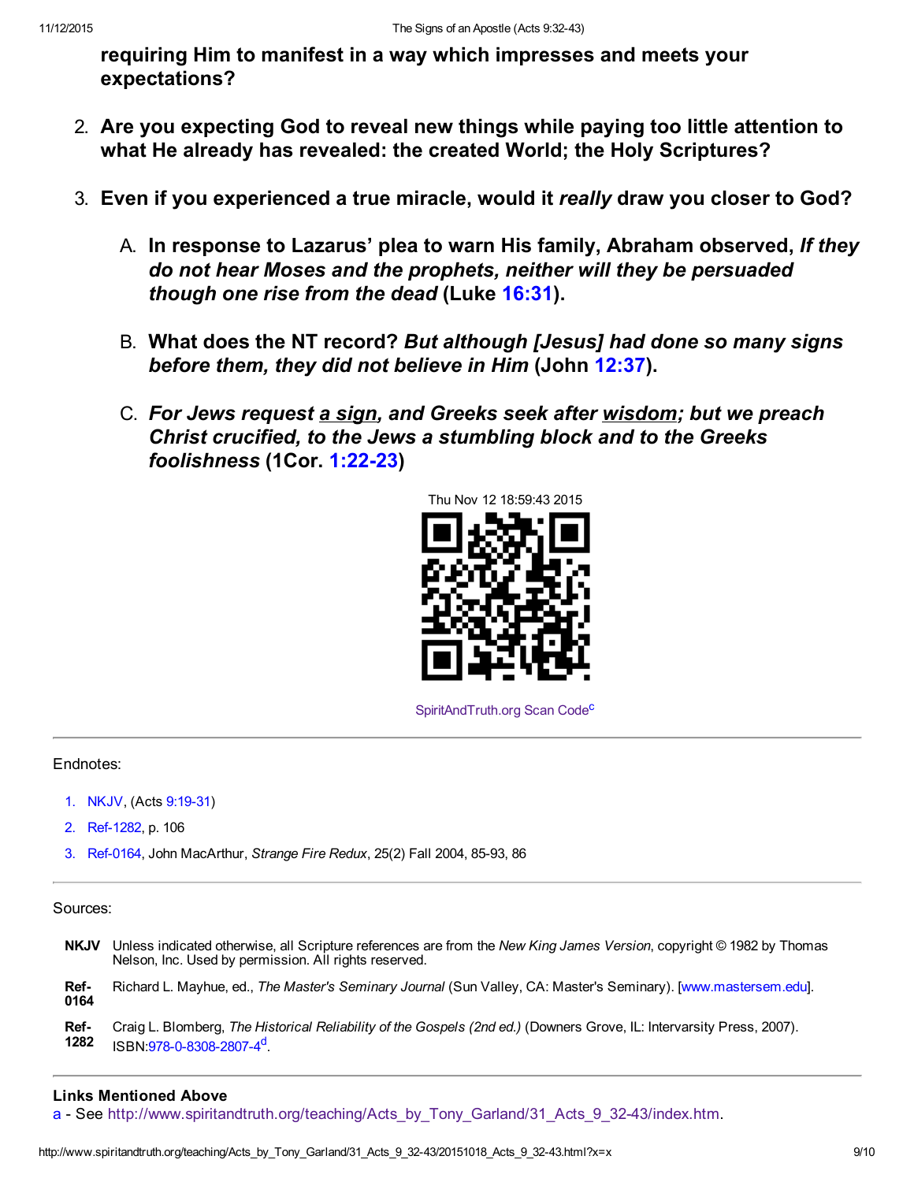**requiring Him to manifest in a way which impresses and meets your expectations?**

2. **Are you expecting God to reveal new things while paying too little attention to what He already has revealed: the created World; the Holy Scriptures?**

3. **Even if you experienced a true miracle, would it *really* draw you closer to God?**

   A. **In response to Lazarus' plea to warn His family, Abraham observed, *If they do not hear Moses and the prophets, neither will they be persuaded though one rise from the dead* (Luke 16:31).**

   B. **What does the NT record? *But although [Jesus] had done so many signs before them, they did not believe in Him* (John 12:37).**

   C. ***For Jews request a sign, and Greeks seek after wisdom; but we preach Christ crucified, to the Jews a stumbling block and to the Greeks foolishness* (1Cor. 1:22-23)**

Thu Nov 12 18:59:43 2015

SpiritAndTruth.org Scan Code[c]

---

Endnotes:

1. NKJV, (Acts 9:19-31)
2. Ref-1282, p. 106
3. Ref-0164, John MacArthur, *Strange Fire Redux*, 25(2) Fall 2004, 85-93, 86

---

Sources:

**NKJV** Unless indicated otherwise, all Scripture references are from the *New King James Version*, copyright © 1982 by Thomas Nelson, Inc. Used by permission. All rights reserved.

**Ref-0164** Richard L. Mayhue, ed., *The Master's Seminary Journal* (Sun Valley, CA: Master's Seminary). [www.mastersem.edu].

**Ref-1282** Craig L. Blomberg, *The Historical Reliability of the Gospels (2nd ed.)* (Downers Grove, IL: Intervarsity Press, 2007). ISBN:978-0-8308-2807-4[d].

---

### Links Mentioned Above

a - See http://www.spiritandtruth.org/teaching/Acts_by_Tony_Garland/31_Acts_9_32-43/index.htm.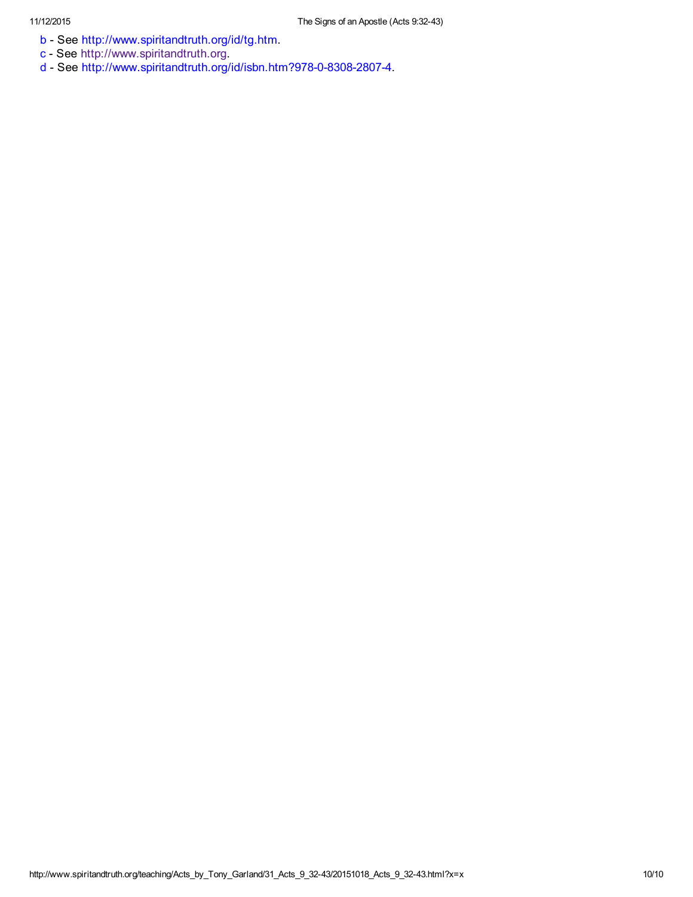- b - See http://www.spiritandtruth.org/id/tg.htm.
- c - See http://www.spiritandtruth.org.
- d - See http://www.spiritandtruth.org/id/isbn.htm?978-0-8308-2807-4.